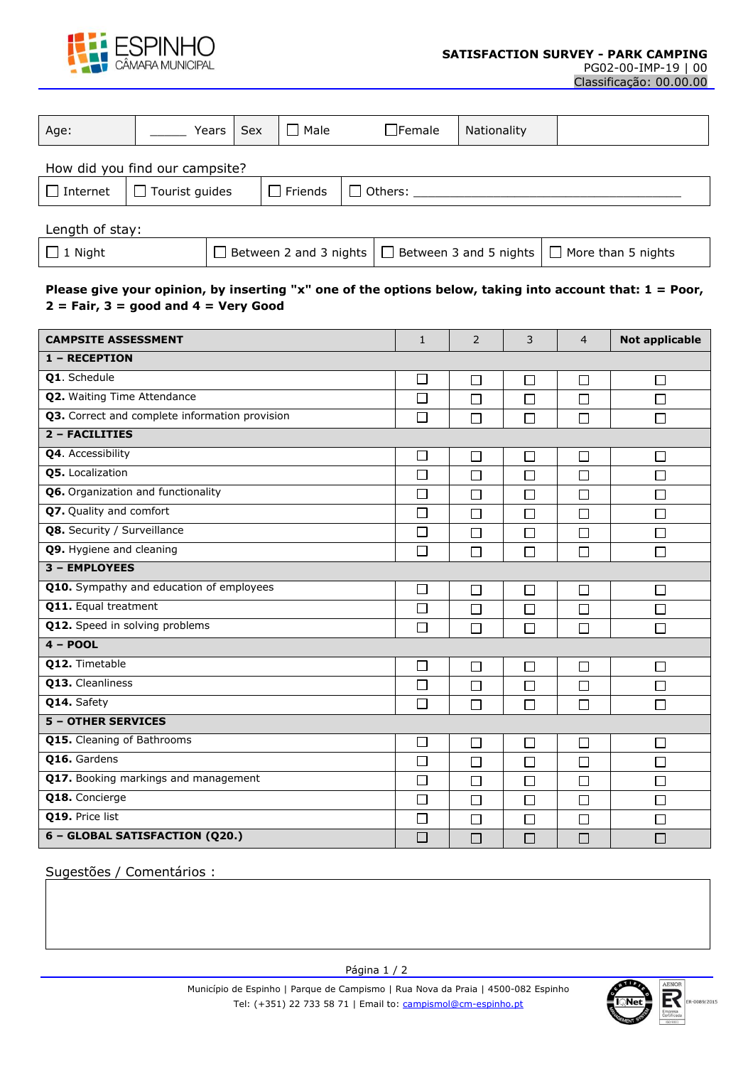ESPINHO
CÂMARA MUNICIPAL

**SATISFACTION SURVEY - PARK CAMPING**
PG02-00-IMP-19 | 00
Classificação: 00.00.00

| Age: | ______ Years | Sex | ☐ Male | ☐Female | Nationality | |
|---|---|---|---|---|---|---|

How did you find our campsite?

| ☐ Internet | ☐ Tourist guides | ☐ Friends | ☐ Others: ________________________________________ |
|---|---|---|---|

Length of stay:

| ☐ 1 Night | ☐ Between 2 and 3 nights | ☐ Between 3 and 5 nights | ☐ More than 5 nights |
|---|---|---|---|

**Please give your opinion, by inserting "x" one of the options below, taking into account that: 1 = Poor, 2 = Fair, 3 = good and 4 = Very Good**

| CAMPSITE ASSESSMENT | 1 | 2 | 3 | 4 | Not applicable |
|---|---|---|---|---|---|
| **1 – RECEPTION** | | | | | |
| **Q1.** Schedule | ☐ | ☐ | ☐ | ☐ | ☐ |
| **Q2.** Waiting Time Attendance | ☐ | ☐ | ☐ | ☐ | ☐ |
| **Q3.** Correct and complete information provision | ☐ | ☐ | ☐ | ☐ | ☐ |
| **2 – FACILITIES** | | | | | |
| **Q4.** Accessibility | ☐ | ☐ | ☐ | ☐ | ☐ |
| **Q5.** Localization | ☐ | ☐ | ☐ | ☐ | ☐ |
| **Q6.** Organization and functionality | ☐ | ☐ | ☐ | ☐ | ☐ |
| **Q7.** Quality and comfort | ☐ | ☐ | ☐ | ☐ | ☐ |
| **Q8.** Security / Surveillance | ☐ | ☐ | ☐ | ☐ | ☐ |
| **Q9.** Hygiene and cleaning | ☐ | ☐ | ☐ | ☐ | ☐ |
| **3 – EMPLOYEES** | | | | | |
| **Q10.** Sympathy and education of employees | ☐ | ☐ | ☐ | ☐ | ☐ |
| **Q11.** Equal treatment | ☐ | ☐ | ☐ | ☐ | ☐ |
| **Q12.** Speed in solving problems | ☐ | ☐ | ☐ | ☐ | ☐ |
| **4 – POOL** | | | | | |
| **Q12.** Timetable | ☐ | ☐ | ☐ | ☐ | ☐ |
| **Q13.** Cleanliness | ☐ | ☐ | ☐ | ☐ | ☐ |
| **Q14.** Safety | ☐ | ☐ | ☐ | ☐ | ☐ |
| **5 – OTHER SERVICES** | | | | | |
| **Q15.** Cleaning of Bathrooms | ☐ | ☐ | ☐ | ☐ | ☐ |
| **Q16.** Gardens | ☐ | ☐ | ☐ | ☐ | ☐ |
| **Q17.** Booking markings and management | ☐ | ☐ | ☐ | ☐ | ☐ |
| **Q18.** Concierge | ☐ | ☐ | ☐ | ☐ | ☐ |
| **Q19.** Price list | ☐ | ☐ | ☐ | ☐ | ☐ |
| **6 – GLOBAL SATISFACTION (Q20.)** | ☐ | ☐ | ☐ | ☐ | ☐ |

Sugestões / Comentários :

| |
|---|
| |

Município de Espinho | Parque de Campismo | Rua Nova da Praia | 4500-082 Espinho
Tel: (+351) 22 733 58 71 | Email to: campismol@cm-espinho.pt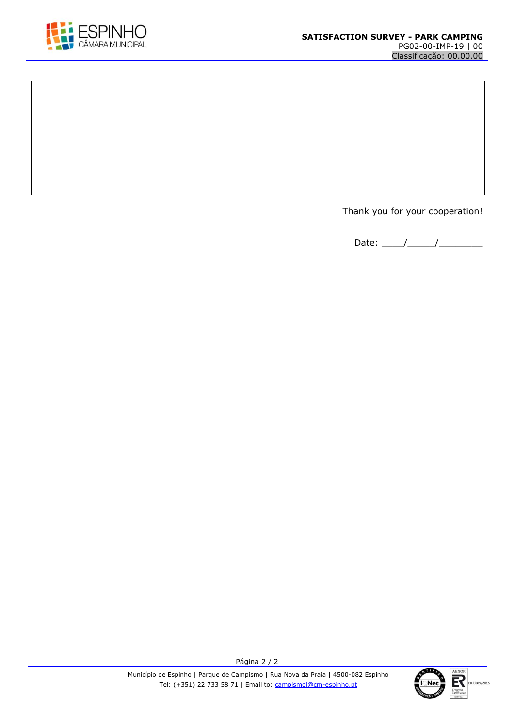Thank you for your cooperation!

Date: \_\_\_\_/\_\_\_\_\_/\_\_\_\_\_\_\_\_

Thank you for your cooperation!

Date: ____/_____/________